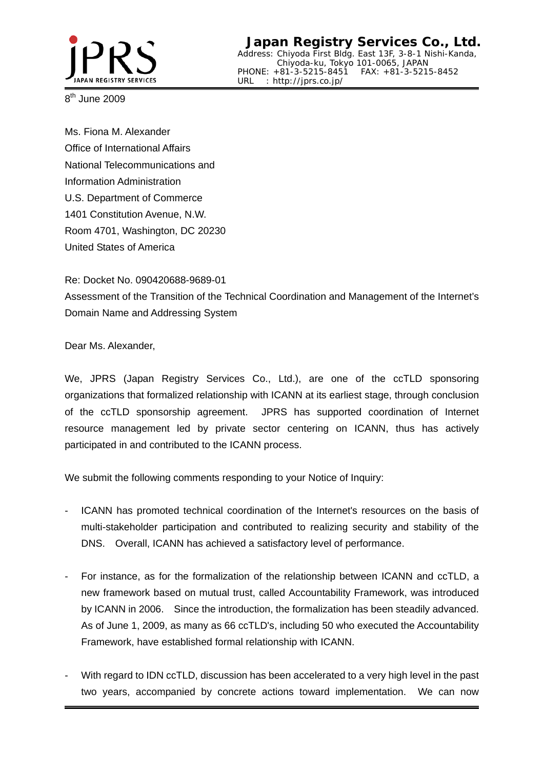**Japan Registry Services Co., Ltd.**
Address: Chiyoda First Bldg. East 13F, 3-8-1 Nishi-Kanda,
Chiyoda-ku, Tokyo 101-0065, JAPAN
PHONE: +81-3-5215-8451 FAX: +81-3-5215-8452
URL : http://jprs.co.jp/

8th June 2009

Ms. Fiona M. Alexander
Office of International Affairs
National Telecommunications and
Information Administration
U.S. Department of Commerce
1401 Constitution Avenue, N.W.
Room 4701, Washington, DC 20230
United States of America

Re: Docket No. 090420688-9689-01
Assessment of the Transition of the Technical Coordination and Management of the Internet's Domain Name and Addressing System

Dear Ms. Alexander,

We, JPRS (Japan Registry Services Co., Ltd.), are one of the ccTLD sponsoring organizations that formalized relationship with ICANN at its earliest stage, through conclusion of the ccTLD sponsorship agreement. JPRS has supported coordination of Internet resource management led by private sector centering on ICANN, thus has actively participated in and contributed to the ICANN process.

We submit the following comments responding to your Notice of Inquiry:

- ICANN has promoted technical coordination of the Internet's resources on the basis of multi-stakeholder participation and contributed to realizing security and stability of the DNS. Overall, ICANN has achieved a satisfactory level of performance.

- For instance, as for the formalization of the relationship between ICANN and ccTLD, a new framework based on mutual trust, called Accountability Framework, was introduced by ICANN in 2006. Since the introduction, the formalization has been steadily advanced. As of June 1, 2009, as many as 66 ccTLD's, including 50 who executed the Accountability Framework, have established formal relationship with ICANN.

- With regard to IDN ccTLD, discussion has been accelerated to a very high level in the past two years, accompanied by concrete actions toward implementation. We can now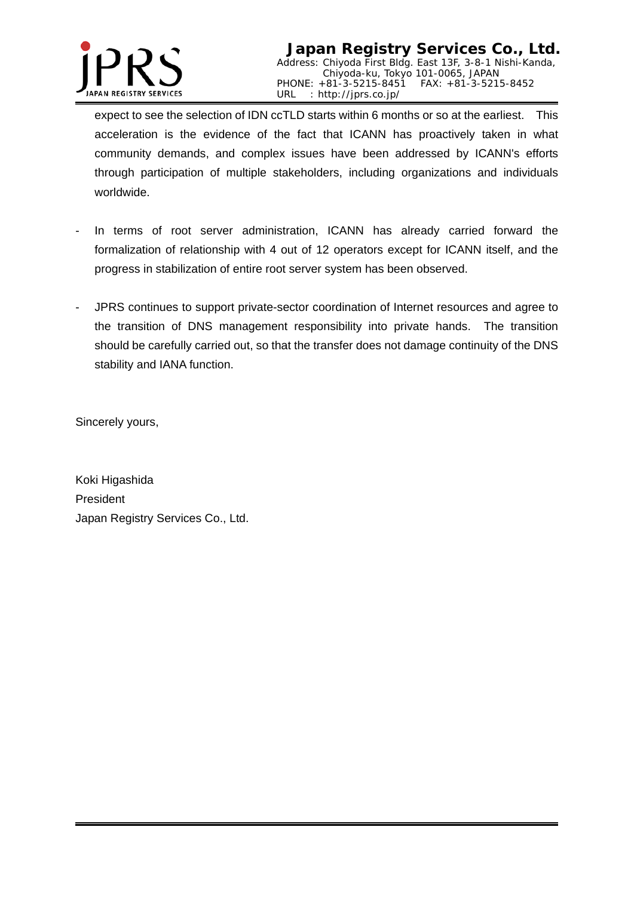expect to see the selection of IDN ccTLD starts within 6 months or so at the earliest. This acceleration is the evidence of the fact that ICANN has proactively taken in what community demands, and complex issues have been addressed by ICANN's efforts through participation of multiple stakeholders, including organizations and individuals worldwide.

- In terms of root server administration, ICANN has already carried forward the formalization of relationship with 4 out of 12 operators except for ICANN itself, and the progress in stabilization of entire root server system has been observed.

- JPRS continues to support private-sector coordination of Internet resources and agree to the transition of DNS management responsibility into private hands. The transition should be carefully carried out, so that the transfer does not damage continuity of the DNS stability and IANA function.

Sincerely yours,

Koki Higashida
President
Japan Registry Services Co., Ltd.